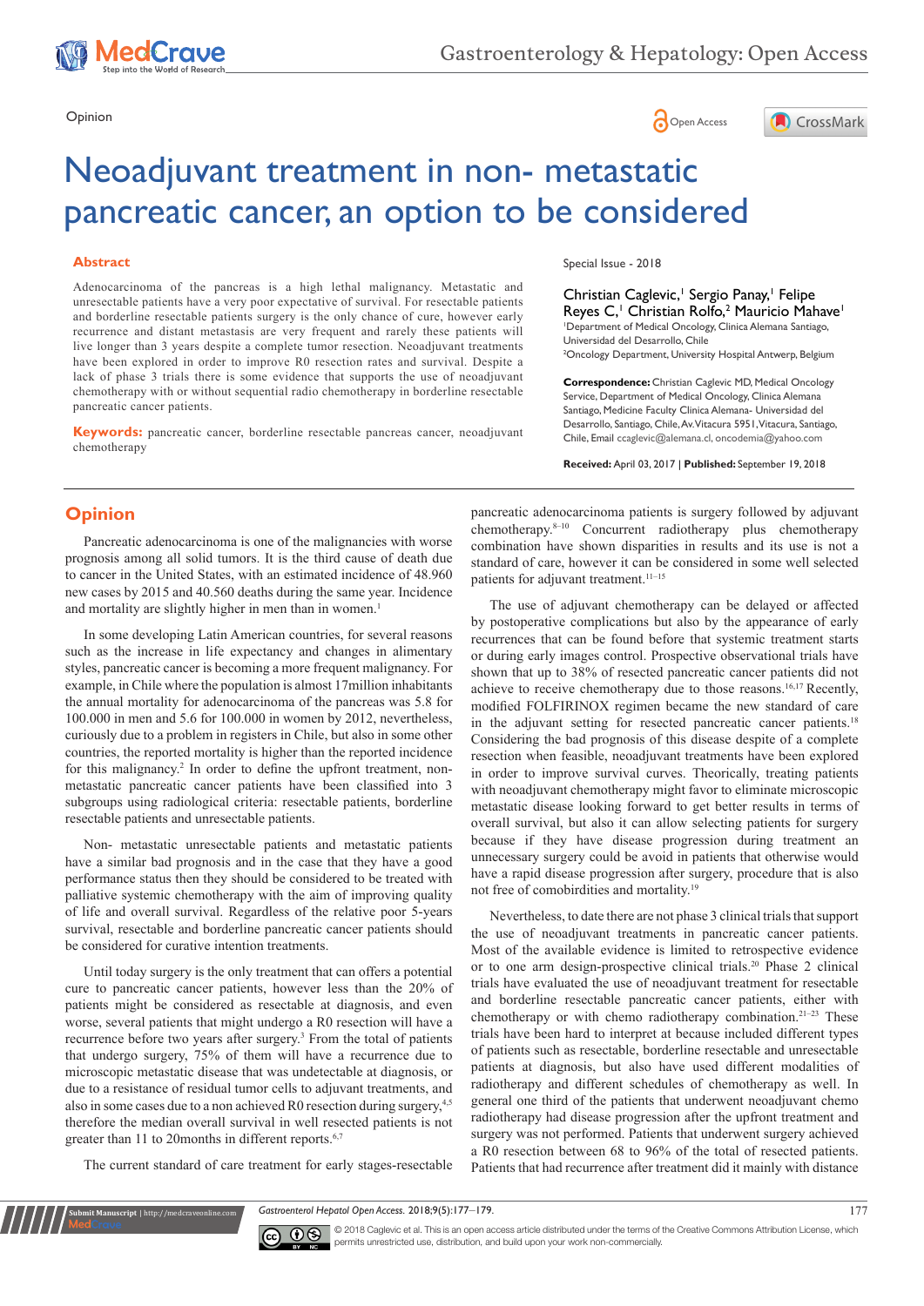Opinion

# Neoadjuvant treatment in non- metastatic pancreatic cancer, an option to be considered

## Abstract

Adenocarcinoma of the pancreas is a high lethal malignancy. Metastatic and unresectable patients have a very poor expectative of survival. For resectable patients and borderline resectable patients surgery is the only chance of cure, however early recurrence and distant metastasis are very frequent and rarely these patients will live longer than 3 years despite a complete tumor resection. Neoadjuvant treatments have been explored in order to improve R0 resection rates and survival. Despite a lack of phase 3 trials there is some evidence that supports the use of neoadjuvant chemotherapy with or without sequential radio chemotherapy in borderline resectable pancreatic cancer patients.

**Keywords:** pancreatic cancer, borderline resectable pancreas cancer, neoadjuvant chemotherapy

Special Issue - 2018

Christian Caglevic,[1] Sergio Panay,[1] Felipe Reyes C,[1] Christian Rolfo,[2] Mauricio Mahave[1]

[1]Department of Medical Oncology, Clinica Alemana Santiago, Universidad del Desarrollo, Chile
[2]Oncology Department, University Hospital Antwerp, Belgium

**Correspondence:** Christian Caglevic MD, Medical Oncology Service, Department of Medical Oncology, Clinica Alemana Santiago, Medicine Faculty Clinica Alemana- Universidad del Desarrollo, Santiago, Chile, Av. Vitacura 5951, Vitacura, Santiago, Chile, Email ccaglevic@alemana.cl, oncodemia@yahoo.com

**Received:** April 03, 2017 | **Published:** September 19, 2018

## Opinion

Pancreatic adenocarcinoma is one of the malignancies with worse prognosis among all solid tumors. It is the third cause of death due to cancer in the United States, with an estimated incidence of 48.960 new cases by 2015 and 40.560 deaths during the same year. Incidence and mortality are slightly higher in men than in women.[1]

In some developing Latin American countries, for several reasons such as the increase in life expectancy and changes in alimentary styles, pancreatic cancer is becoming a more frequent malignancy. For example, in Chile where the population is almost 17million inhabitants the annual mortality for adenocarcinoma of the pancreas was 5.8 for 100.000 in men and 5.6 for 100.000 in women by 2012, nevertheless, curiously due to a problem in registers in Chile, but also in some other countries, the reported mortality is higher than the reported incidence for this malignancy.[2] In order to define the upfront treatment, non-metastatic pancreatic cancer patients have been classified into 3 subgroups using radiological criteria: resectable patients, borderline resectable patients and unresectable patients.

Non- metastatic unresectable patients and metastatic patients have a similar bad prognosis and in the case that they have a good performance status then they should be considered to be treated with palliative systemic chemotherapy with the aim of improving quality of life and overall survival. Regardless of the relative poor 5-years survival, resectable and borderline pancreatic cancer patients should be considered for curative intention treatments.

Until today surgery is the only treatment that can offers a potential cure to pancreatic cancer patients, however less than the 20% of patients might be considered as resectable at diagnosis, and even worse, several patients that might undergo a R0 resection will have a recurrence before two years after surgery.[3] From the total of patients that undergo surgery, 75% of them will have a recurrence due to microscopic metastatic disease that was undetectable at diagnosis, or due to a resistance of residual tumor cells to adjuvant treatments, and also in some cases due to a non achieved R0 resection during surgery,[4,5] therefore the median overall survival in well resected patients is not greater than 11 to 20months in different reports.[6,7]

The current standard of care treatment for early stages-resectable pancreatic adenocarcinoma patients is surgery followed by adjuvant chemotherapy.[8–10] Concurrent radiotherapy plus chemotherapy combination have shown disparities in results and its use is not a standard of care, however it can be considered in some well selected patients for adjuvant treatment.[11–15]

The use of adjuvant chemotherapy can be delayed or affected by postoperative complications but also by the appearance of early recurrences that can be found before that systemic treatment starts or during early images control. Prospective observational trials have shown that up to 38% of resected pancreatic cancer patients did not achieve to receive chemotherapy due to those reasons.[16,17] Recently, modified FOLFIRINOX regimen became the new standard of care in the adjuvant setting for resected pancreatic cancer patients.[18] Considering the bad prognosis of this disease despite of a complete resection when feasible, neoadjuvant treatments have been explored in order to improve survival curves. Theorically, treating patients with neoadjuvant chemotherapy might favor to eliminate microscopic metastatic disease looking forward to get better results in terms of overall survival, but also it can allow selecting patients for surgery because if they have disease progression during treatment an unnecessary surgery could be avoid in patients that otherwise would have a rapid disease progression after surgery, procedure that is also not free of comobirdities and mortality.[19]

Nevertheless, to date there are not phase 3 clinical trials that support the use of neoadjuvant treatments in pancreatic cancer patients. Most of the available evidence is limited to retrospective evidence or to one arm design-prospective clinical trials.[20] Phase 2 clinical trials have evaluated the use of neoadjuvant treatment for resectable and borderline resectable pancreatic cancer patients, either with chemotherapy or with chemo radiotherapy combination.[21–23] These trials have been hard to interpret at because included different types of patients such as resectable, borderline resectable and unresectable patients at diagnosis, but also have used different modalities of radiotherapy and different schedules of chemotherapy as well. In general one third of the patients that underwent neoadjuvant chemo radiotherapy had disease progression after the upfront treatment and surgery was not performed. Patients that underwent surgery achieved a R0 resection between 68 to 96% of the total of resected patients. Patients that had recurrence after treatment did it mainly with distance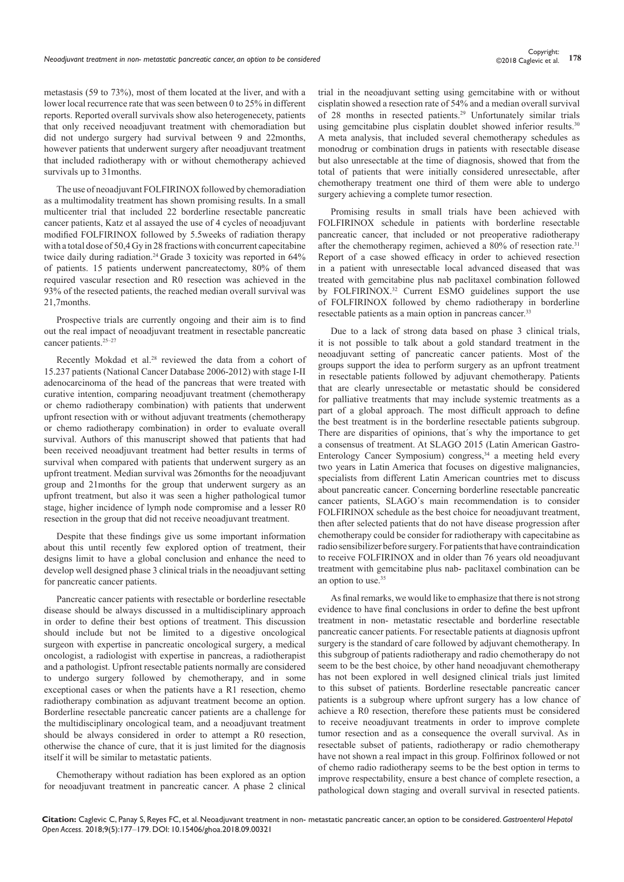metastasis (59 to 73%), most of them located at the liver, and with a lower local recurrence rate that was seen between 0 to 25% in different reports. Reported overall survivals show also heterogenecety, patients that only received neoadjuvant treatment with chemoradiation but did not undergo surgery had survival between 9 and 22months, however patients that underwent surgery after neoadjuvant treatment that included radiotherapy with or without chemotherapy achieved survivals up to 31months.

The use of neoadjuvant FOLFIRINOX followed by chemoradiation as a multimodality treatment has shown promising results. In a small multicenter trial that included 22 borderline resectable pancreatic cancer patients, Katz et al assayed the use of 4 cycles of neoadjuvant modified FOLFIRINOX followed by 5.5weeks of radiation therapy with a total dose of 50,4 Gy in 28 fractions with concurrent capecitabine twice daily during radiation.[24] Grade 3 toxicity was reported in 64% of patients. 15 patients underwent pancreatectomy, 80% of them required vascular resection and R0 resection was achieved in the 93% of the resected patients, the reached median overall survival was 21,7months.

Prospective trials are currently ongoing and their aim is to find out the real impact of neoadjuvant treatment in resectable pancreatic cancer patients.[25–27]

Recently Mokdad et al.[28] reviewed the data from a cohort of 15.237 patients (National Cancer Database 2006-2012) with stage I-II adenocarcinoma of the head of the pancreas that were treated with curative intention, comparing neoadjuvant treatment (chemotherapy or chemo radiotherapy combination) with patients that underwent upfront resection with or without adjuvant treatments (chemotherapy or chemo radiotherapy combination) in order to evaluate overall survival. Authors of this manuscript showed that patients that had been received neoadjuvant treatment had better results in terms of survival when compared with patients that underwent surgery as an upfront treatment. Median survival was 26months for the neoadjuvant group and 21months for the group that underwent surgery as an upfront treatment, but also it was seen a higher pathological tumor stage, higher incidence of lymph node compromise and a lesser R0 resection in the group that did not receive neoadjuvant treatment.

Despite that these findings give us some important information about this until recently few explored option of treatment, their designs limit to have a global conclusion and enhance the need to develop well designed phase 3 clinical trials in the neoadjuvant setting for pancreatic cancer patients.

Pancreatic cancer patients with resectable or borderline resectable disease should be always discussed in a multidisciplinary approach in order to define their best options of treatment. This discussion should include but not be limited to a digestive oncological surgeon with expertise in pancreatic oncological surgery, a medical oncologist, a radiologist with expertise in pancreas, a radiotherapist and a pathologist. Upfront resectable patients normally are considered to undergo surgery followed by chemotherapy, and in some exceptional cases or when the patients have a R1 resection, chemo radiotherapy combination as adjuvant treatment become an option. Borderline resectable pancreatic cancer patients are a challenge for the multidisciplinary oncological team, and a neoadjuvant treatment should be always considered in order to attempt a R0 resection, otherwise the chance of cure, that it is just limited for the diagnosis itself it will be similar to metastatic patients.

Chemotherapy without radiation has been explored as an option for neoadjuvant treatment in pancreatic cancer. A phase 2 clinical trial in the neoadjuvant setting using gemcitabine with or without cisplatin showed a resection rate of 54% and a median overall survival of 28 months in resected patients.[29] Unfortunately similar trials using gemcitabine plus cisplatin doublet showed inferior results.[30] A meta analysis, that included several chemotherapy schedules as monodrug or combination drugs in patients with resectable disease but also unresectable at the time of diagnosis, showed that from the total of patients that were initially considered unresectable, after chemotherapy treatment one third of them were able to undergo surgery achieving a complete tumor resection.

Promising results in small trials have been achieved with FOLFIRINOX schedule in patients with borderline resectable pancreatic cancer, that included or not preoperative radiotherapy after the chemotherapy regimen, achieved a 80% of resection rate.[31] Report of a case showed efficacy in order to achieved resection in a patient with unresectable local advanced diseased that was treated with gemcitabine plus nab paclitaxel combination followed by FOLFIRINOX.[32] Current ESMO guidelines support the use of FOLFIRINOX followed by chemo radiotherapy in borderline resectable patients as a main option in pancreas cancer.[33]

Due to a lack of strong data based on phase 3 clinical trials, it is not possible to talk about a gold standard treatment in the neoadjuvant setting of pancreatic cancer patients. Most of the groups support the idea to perform surgery as an upfront treatment in resectable patients followed by adjuvant chemotherapy. Patients that are clearly unresectable or metastatic should be considered for palliative treatments that may include systemic treatments as a part of a global approach. The most difficult approach to define the best treatment is in the borderline resectable patients subgroup. There are disparities of opinions, that´s why the importance to get a consensus of treatment. At SLAGO 2015 (Latin American Gastro-Enterology Cancer Symposium) congress,[34] a meeting held every two years in Latin America that focuses on digestive malignancies, specialists from different Latin American countries met to discuss about pancreatic cancer. Concerning borderline resectable pancreatic cancer patients, SLAGO´s main recommendation is to consider FOLFIRINOX schedule as the best choice for neoadjuvant treatment, then after selected patients that do not have disease progression after chemotherapy could be consider for radiotherapy with capecitabine as radio sensibilizer before surgery. For patients that have contraindication to receive FOLFIRINOX and in older than 76 years old neoadjuvant treatment with gemcitabine plus nab- paclitaxel combination can be an option to use.[35]

As final remarks, we would like to emphasize that there is not strong evidence to have final conclusions in order to define the best upfront treatment in non- metastatic resectable and borderline resectable pancreatic cancer patients. For resectable patients at diagnosis upfront surgery is the standard of care followed by adjuvant chemotherapy. In this subgroup of patients radiotherapy and radio chemotherapy do not seem to be the best choice, by other hand neoadjuvant chemotherapy has not been explored in well designed clinical trials just limited to this subset of patients. Borderline resectable pancreatic cancer patients is a subgroup where upfront surgery has a low chance of achieve a R0 resection, therefore these patients must be considered to receive neoadjuvant treatments in order to improve complete tumor resection and as a consequence the overall survival. As in resectable subset of patients, radiotherapy or radio chemotherapy have not shown a real impact in this group. Folfirinox followed or not of chemo radio radiotherapy seems to be the best option in terms to improve respectability, ensure a best chance of complete resection, a pathological down staging and overall survival in resected patients.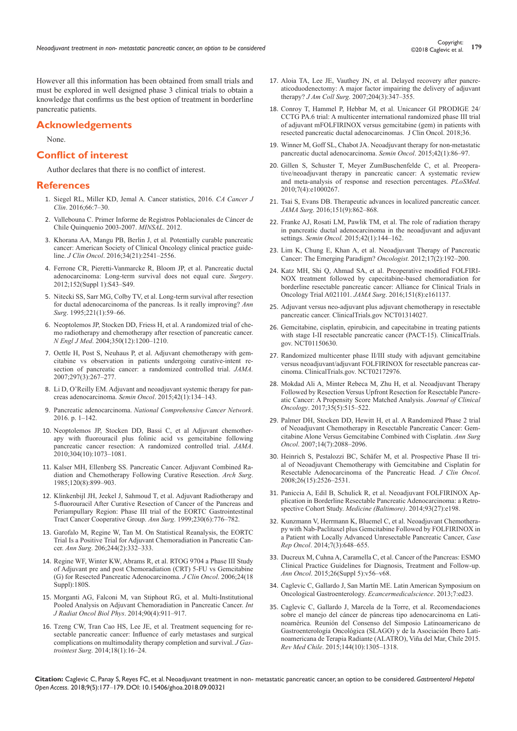However all this information has been obtained from small trials and must be explored in well designed phase 3 clinical trials to obtain a knowledge that confirms us the best option of treatment in borderline pancreatic patients.

## Acknowledgements

None.

## Conflict of interest

Author declares that there is no conflict of interest.

## References

1. Siegel RL, Miller KD, Jemal A. Cancer statistics, 2016. *CA Cancer J Clin*. 2016;66:7–30.
2. Vallebouna C. Primer Informe de Registros Poblacionales de Cáncer de Chile Quinquenio 2003-2007. *MINSAL*. 2012.
3. Khorana AA, Mangu PB, Berlin J, et al. Potentially curable pancreatic cancer: American Society of Clinical Oncology clinical practice guideline. *J Clin Oncol*. 2016;34(21):2541–2556.
4. Ferrone CR, Pieretti-Vanmarcke R, Bloom JP, et al. Pancreatic ductal adenocarcinoma: Long-term survival does not equal cure. *Surgery*. 2012;152(Suppl 1):S43–S49.
5. Nitecki SS, Sarr MG, Colby TV, et al. Long-term survival after resection for ductal adenocarcinoma of the pancreas. Is it really improving? *Ann Surg*. 1995;221(1):59–66.
6. Neoptolemos JP, Stocken DD, Friess H, et al. A randomized trial of chemo radiotherapy and chemotherapy after resection of pancreatic cancer. *N Engl J Med*. 2004;350(12):1200–1210.
7. Oettle H, Post S, Neuhaus P, et al. Adjuvant chemotherapy with gemcitabine vs observation in patients undergoing curative-intent resection of pancreatic cancer: a randomized controlled trial. *JAMA.* 2007;297(3):267–277.
8. Li D, O'Reilly EM. Adjuvant and neoadjuvant systemic therapy for pancreas adenocarcinoma. *Semin Oncol*. 2015;42(1):134–143.
9. Pancreatic adenocarcinoma. *National Comprehensive Cancer Network*. 2016. p. 1–142.
10. Neoptolemos JP, Stocken DD, Bassi C, et al Adjuvant chemotherapy with fluorouracil plus folinic acid vs gemcitabine following pancreatic cancer resection: A randomized controlled trial. *JAMA*. 2010;304(10):1073–1081.
11. Kalser MH, Ellenberg SS. Pancreatic Cancer. Adjuvant Combined Radiation and Chemotherapy Following Curative Resection. *Arch Surg*. 1985;120(8):899–903.
12. Klinkenbijl JH, Jeekel J, Sahmoud T, et al. Adjuvant Radiotherapy and 5-fluorouracil After Curative Resection of Cancer of the Pancreas and Periampullary Region: Phase III trial of the EORTC Gastrointestinal Tract Cancer Cooperative Group. *Ann Surg*. 1999;230(6):776–782.
13. Garofalo M, Regine W, Tan M. On Statistical Reanalysis, the EORTC Trial Is a Positive Trial for Adjuvant Chemoradiation in Pancreatic Cancer. *Ann Surg*. 206;244(2):332–333.
14. Regine WF, Winter KW, Abrams R, et al. RTOG 9704 a Phase III Study of Adjuvant pre and post Chemoradiation (CRT) 5-FU vs Gemcitabine (G) for Resected Pancreatic Adenocarcinoma. *J Clin Oncol*. 2006;24(18 Suppl):180S.
15. Morganti AG, Falconi M, van Stiphout RG, et al. Multi-Institutional Pooled Analysis on Adjuvant Chemoradiation in Pancreatic Cancer. *Int J Radiat Oncol Biol Phys*. 2014;90(4):911–917.
16. Tzeng CW, Tran Cao HS, Lee JE, et al. Treatment sequencing for resectable pancreatic cancer: Influence of early metastases and surgical complications on multimodality therapy completion and survival. *J Gastrointest Surg*. 2014;18(1):16–24.
17. Aloia TA, Lee JE, Vauthey JN, et al. Delayed recovery after pancreaticoduodenectomy: A major factor impairing the delivery of adjuvant therapy? *J Am Coll Surg*. 2007;204(3):347–355.
18. Conroy T, Hammel P, Hebbar M, et al. Unicancer GI PRODIGE 24/ CCTG PA.6 trial: A multicenter international randomized phase III trial of adjuvant mFOLFIRINOX versus gemcitabine (gem) in patients with resected pancreatic ductal adenocarcinomas. J Clin Oncol. 2018;36.
19. Winner M, Goff SL, Chabot JA. Neoadjuvant therapy for non-metastatic pancreatic ductal adenocarcinoma. *Semin Oncol*. 2015;42(1):86–97.
20. Gillen S, Schuster T, Meyer ZumBuschenfelde C, et al. Preoperative/neoadjuvant therapy in pancreatic cancer: A systematic review and meta-analysis of response and resection percentages. *PLoSMed*. 2010;7(4):e1000267.
21. Tsai S, Evans DB. Therapeutic advances in localized pancreatic cancer. *JAMA Surg*. 2016;151(9):862–868.
22. Franke AJ, Rosati LM, Pawlik TM, et al. The role of radiation therapy in pancreatic ductal adenocarcinoma in the neoadjuvant and adjuvant settings. *Semin Oncol.* 2015;42(1):144–162.
23. Lim K, Chung E, Khan A, et al. Neoadjuvant Therapy of Pancreatic Cancer: The Emerging Paradigm? *Oncologist.* 2012;17(2):192–200.
24. Katz MH, Shi Q, Ahmad SA, et al. Preoperative modified FOLFIRINOX treatment followed by capecitabine-based chemoradiation for borderline resectable pancreatic cancer: Alliance for Clinical Trials in Oncology Trial A021101. *JAMA Surg*. 2016;151(8):e161137.
25. Adjuvant versus neo-adjuvant plus adjuvant chemotherapy in resectable pancreatic cancer. ClinicalTrials.gov NCT01314027.
26. Gemcitabine, cisplatin, epirubicin, and capecitabine in treating patients with stage I-II resectable pancreatic cancer (PACT-15). ClinicalTrials.gov. NCT01150630.
27. Randomized multicenter phase II/III study with adjuvant gemcitabine versus neoadjuvant/adjuvant FOLFIRINOX for resectable pancreas carcinoma. ClinicalTrials.gov. NCT02172976.
28. Mokdad Ali A, Minter Rebeca M, Zhu H, et al. Neoadjuvant Therapy Followed by Resection Versus Upfront Resection for Resectable Pancreatic Cancer: A Propensity Score Matched Analysis. *Journal of Clinical Oncology*. 2017;35(5):515–522.
29. Palmer DH, Stocken DD, Hewitt H, et al. A Randomized Phase 2 trial of Neoadjuvant Chemotherapy in Resectable Pancreatic Cancer: Gemcitabine Alone Versus Gemcitabine Combined with Cisplatin. *Ann Surg Oncol*. 2007;14(7):2088–2096.
30. Heinrich S, Pestalozzi BC, Schäfer M, et al. Prospective Phase II trial of Neoadjuvant Chemotherapy with Gemcitabine and Cisplatin for Resectable Adenocarcinoma of the Pancreatic Head. *J Clin Oncol*. 2008;26(15):2526–2531.
31. Paniccia A, Edil B, Schulick R, et al. Neoadjuvant FOLFIRINOX Application in Borderline Resectable Pancreatic Adenocarcinoma: a Retrospective Cohort Study. *Medicine (Baltimore)*. 2014;93(27):e198.
32. Kunzmann V, Herrmann K, Bluemel C, et al. Neoadjuvant Chemotherapy with Nab-Paclitaxel plus Gemcitabine Followed by FOLFIRINOX in a Patient with Locally Advanced Unresectable Pancreatic Cancer, *Case Rep Oncol*. 2014;7(3):648–655.
33. Ducreux M, Cuhna A, Caramella C, et al. Cancer of the Pancreas: ESMO Clinical Practice Guidelines for Diagnosis, Treatment and Follow-up. *Ann Oncol*. 2015;26(Suppl 5):v56–v68.
34. Caglevic C, Gallardo J, San Martín ME. Latin American Symposium on Oncological Gastroenterology. *Ecancermedicalscience*. 2013;7:ed23.
35. Caglevic C, Gallardo J, Marcela de la Torre, et al. Recomendaciones sobre el manejo del cáncer de páncreas tipo adenocarcinoma en Latinoamérica. Reunión del Consenso del Simposio Latinoamericano de Gastroenterología Oncológica (SLAGO) y de la Asociación Ibero Latinoamericana de Terapia Radiante (ALATRO), Viña del Mar, Chile 2015. *Rev Med Chile*. 2015;144(10):1305–1318.